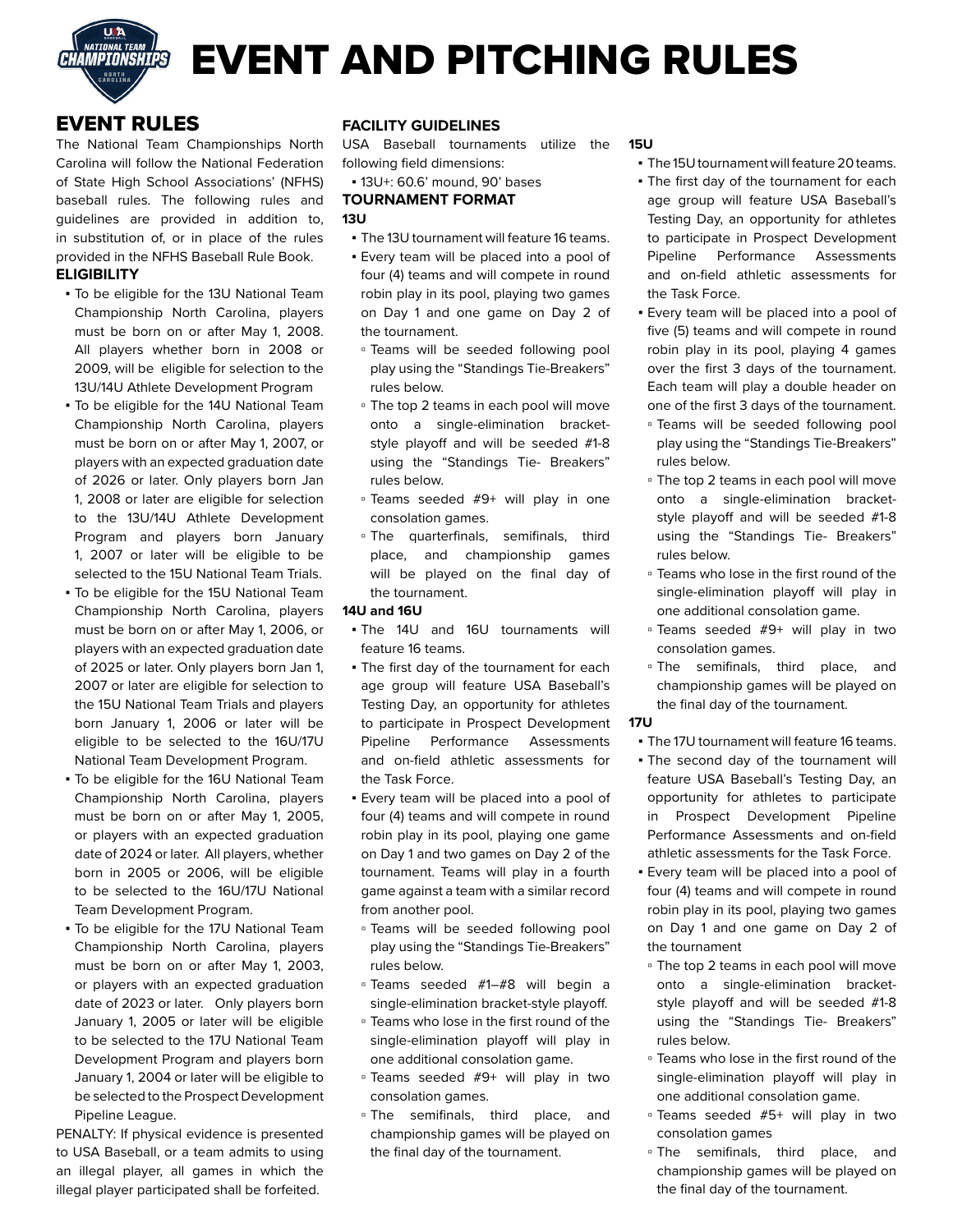# EVENT AND PITCHING RULES

## EVENT RULES

The National Team Championships North Carolina will follow the National Federation of State High School Associations' (NFHS) baseball rules. The following rules and guidelines are provided in addition to, in substitution of, or in place of the rules provided in the NFHS Baseball Rule Book.

### ELIGIBILITY

- To be eligible for the 13U National Team Championship North Carolina, players must be born on or after May 1, 2008. All players whether born in 2008 or 2009, will be eligible for selection to the 13U/14U Athlete Development Program
- To be eligible for the 14U National Team Championship North Carolina, players must be born on or after May 1, 2007, or players with an expected graduation date of 2026 or later. Only players born Jan 1, 2008 or later are eligible for selection to the 13U/14U Athlete Development Program and players born January 1, 2007 or later will be eligible to be selected to the 15U National Team Trials.
- To be eligible for the 15U National Team Championship North Carolina, players must be born on or after May 1, 2006, or players with an expected graduation date of 2025 or later. Only players born Jan 1, 2007 or later are eligible for selection to the 15U National Team Trials and players born January 1, 2006 or later will be eligible to be selected to the 16U/17U National Team Development Program.
- To be eligible for the 16U National Team Championship North Carolina, players must be born on or after May 1, 2005, or players with an expected graduation date of 2024 or later. All players, whether born in 2005 or 2006, will be eligible to be selected to the 16U/17U National Team Development Program.
- To be eligible for the 17U National Team Championship North Carolina, players must be born on or after May 1, 2003, or players with an expected graduation date of 2023 or later. Only players born January 1, 2005 or later will be eligible to be selected to the 17U National Team Development Program and players born January 1, 2004 or later will be eligible to be selected to the Prospect Development Pipeline League.

PENALTY: If physical evidence is presented to USA Baseball, or a team admits to using an illegal player, all games in which the illegal player participated shall be forfeited.

### FACILITY GUIDELINES

USA Baseball tournaments utilize the following field dimensions:

- 13U+: 60.6' mound, 90' bases

### TOURNAMENT FORMAT

**13U**

- The 13U tournament will feature 16 teams.
- Every team will be placed into a pool of four (4) teams and will compete in round robin play in its pool, playing two games on Day 1 and one game on Day 2 of the tournament.
  - Teams will be seeded following pool play using the "Standings Tie-Breakers" rules below.
  - The top 2 teams in each pool will move onto a single-elimination bracket-style playoff and will be seeded #1-8 using the "Standings Tie- Breakers" rules below.
  - Teams seeded #9+ will play in one consolation games.
  - The quarterfinals, semifinals, third place, and championship games will be played on the final day of the tournament.

**14U and 16U**

- The 14U and 16U tournaments will feature 16 teams.
- The first day of the tournament for each age group will feature USA Baseball's Testing Day, an opportunity for athletes to participate in Prospect Development Pipeline Performance Assessments and on-field athletic assessments for the Task Force.
- Every team will be placed into a pool of four (4) teams and will compete in round robin play in its pool, playing one game on Day 1 and two games on Day 2 of the tournament. Teams will play in a fourth game against a team with a similar record from another pool.
  - Teams will be seeded following pool play using the "Standings Tie-Breakers" rules below.
  - Teams seeded #1–#8 will begin a single-elimination bracket-style playoff.
  - Teams who lose in the first round of the single-elimination playoff will play in one additional consolation game.
  - Teams seeded #9+ will play in two consolation games.
  - The semifinals, third place, and championship games will be played on the final day of the tournament.

**15U**

- The 15U tournament will feature 20 teams.
- The first day of the tournament for each age group will feature USA Baseball's Testing Day, an opportunity for athletes to participate in Prospect Development Pipeline Performance Assessments and on-field athletic assessments for the Task Force.
- Every team will be placed into a pool of five (5) teams and will compete in round robin play in its pool, playing 4 games over the first 3 days of the tournament. Each team will play a double header on one of the first 3 days of the tournament.
  - Teams will be seeded following pool play using the "Standings Tie-Breakers" rules below.
  - The top 2 teams in each pool will move onto a single-elimination bracket-style playoff and will be seeded #1-8 using the "Standings Tie- Breakers" rules below.
  - Teams who lose in the first round of the single-elimination playoff will play in one additional consolation game.
  - Teams seeded #9+ will play in two consolation games.
  - The semifinals, third place, and championship games will be played on the final day of the tournament.

**17U**

- The 17U tournament will feature 16 teams.
- The second day of the tournament will feature USA Baseball's Testing Day, an opportunity for athletes to participate in Prospect Development Pipeline Performance Assessments and on-field athletic assessments for the Task Force.
- Every team will be placed into a pool of four (4) teams and will compete in round robin play in its pool, playing two games on Day 1 and one game on Day 2 of the tournament
  - The top 2 teams in each pool will move onto a single-elimination bracket-style playoff and will be seeded #1-8 using the "Standings Tie- Breakers" rules below.
  - Teams who lose in the first round of the single-elimination playoff will play in one additional consolation game.
  - Teams seeded #5+ will play in two consolation games
  - The semifinals, third place, and championship games will be played on the final day of the tournament.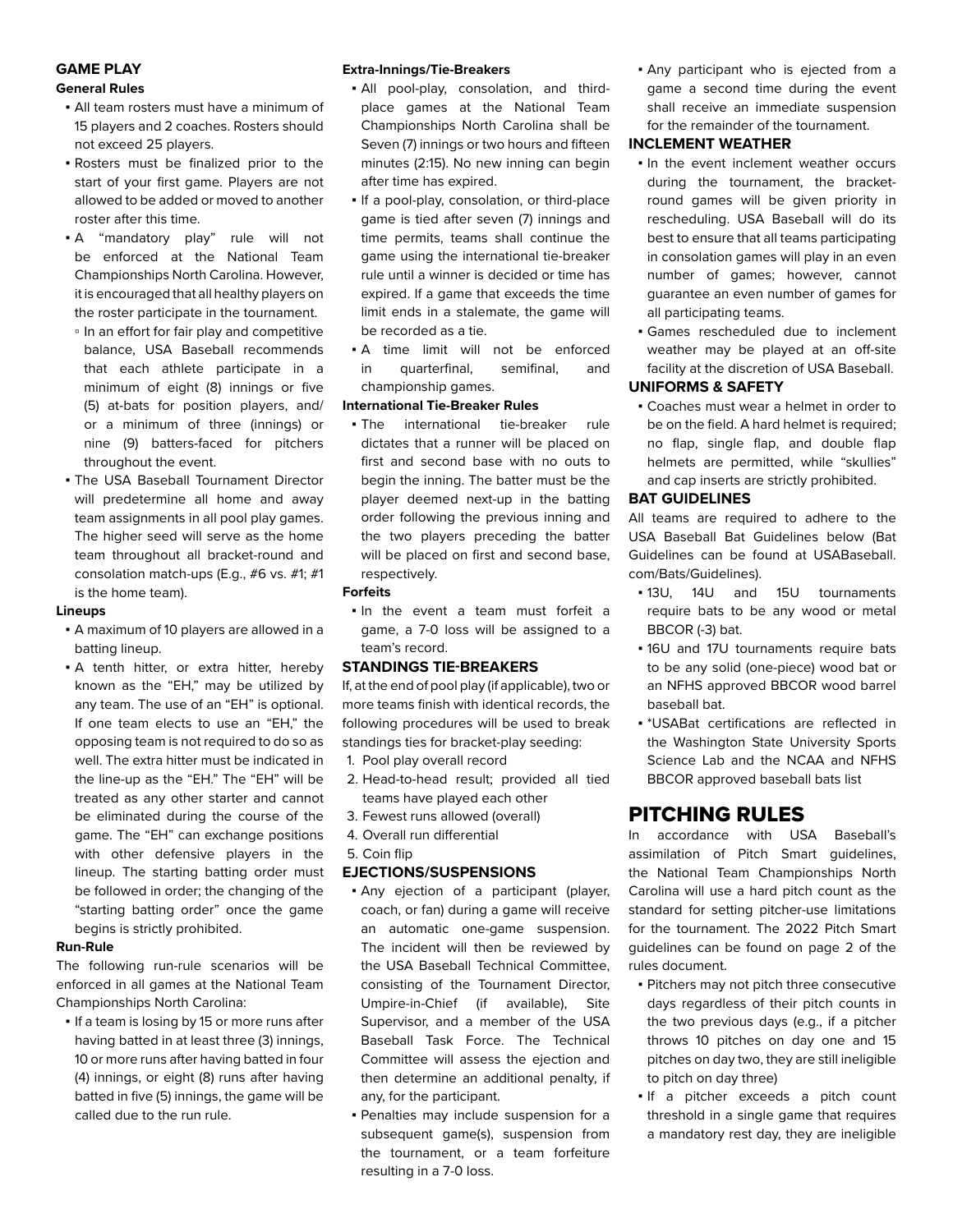## GAME PLAY

### General Rules

- All team rosters must have a minimum of 15 players and 2 coaches. Rosters should not exceed 25 players.
- Rosters must be finalized prior to the start of your first game. Players are not allowed to be added or moved to another roster after this time.
- A "mandatory play" rule will not be enforced at the National Team Championships North Carolina. However, it is encouraged that all healthy players on the roster participate in the tournament.
  - In an effort for fair play and competitive balance, USA Baseball recommends that each athlete participate in a minimum of eight (8) innings or five (5) at-bats for position players, and/or a minimum of three (innings) or nine (9) batters-faced for pitchers throughout the event.
- The USA Baseball Tournament Director will predetermine all home and away team assignments in all pool play games. The higher seed will serve as the home team throughout all bracket-round and consolation match-ups (E.g., #6 vs. #1; #1 is the home team).

### Lineups

- A maximum of 10 players are allowed in a batting lineup.
- A tenth hitter, or extra hitter, hereby known as the "EH," may be utilized by any team. The use of an "EH" is optional. If one team elects to use an "EH," the opposing team is not required to do so as well. The extra hitter must be indicated in the line-up as the "EH." The "EH" will be treated as any other starter and cannot be eliminated during the course of the game. The "EH" can exchange positions with other defensive players in the lineup. The starting batting order must be followed in order; the changing of the "starting batting order" once the game begins is strictly prohibited.

### Run-Rule

The following run-rule scenarios will be enforced in all games at the National Team Championships North Carolina:

- If a team is losing by 15 or more runs after having batted in at least three (3) innings, 10 or more runs after having batted in four (4) innings, or eight (8) runs after having batted in five (5) innings, the game will be called due to the run rule.

### Extra-Innings/Tie-Breakers

- All pool-play, consolation, and third-place games at the National Team Championships North Carolina shall be Seven (7) innings or two hours and fifteen minutes (2:15). No new inning can begin after time has expired.
- If a pool-play, consolation, or third-place game is tied after seven (7) innings and time permits, teams shall continue the game using the international tie-breaker rule until a winner is decided or time has expired. If a game that exceeds the time limit ends in a stalemate, the game will be recorded as a tie.
- A time limit will not be enforced in quarterfinal, semifinal, and championship games.

### International Tie-Breaker Rules

- The international tie-breaker rule dictates that a runner will be placed on first and second base with no outs to begin the inning. The batter must be the player deemed next-up in the batting order following the previous inning and the two players preceding the batter will be placed on first and second base, respectively.

### Forfeits

- In the event a team must forfeit a game, a 7-0 loss will be assigned to a team's record.

## STANDINGS TIE-BREAKERS

If, at the end of pool play (if applicable), two or more teams finish with identical records, the following procedures will be used to break standings ties for bracket-play seeding:

1. Pool play overall record
2. Head-to-head result; provided all tied teams have played each other
3. Fewest runs allowed (overall)
4. Overall run differential
5. Coin flip

## EJECTIONS/SUSPENSIONS

- Any ejection of a participant (player, coach, or fan) during a game will receive an automatic one-game suspension. The incident will then be reviewed by the USA Baseball Technical Committee, consisting of the Tournament Director, Umpire-in-Chief (if available), Site Supervisor, and a member of the USA Baseball Task Force. The Technical Committee will assess the ejection and then determine an additional penalty, if any, for the participant.
- Penalties may include suspension for a subsequent game(s), suspension from the tournament, or a team forfeiture resulting in a 7-0 loss.
- Any participant who is ejected from a game a second time during the event shall receive an immediate suspension for the remainder of the tournament.

## INCLEMENT WEATHER

- In the event inclement weather occurs during the tournament, the bracket-round games will be given priority in rescheduling. USA Baseball will do its best to ensure that all teams participating in consolation games will play in an even number of games; however, cannot guarantee an even number of games for all participating teams.
- Games rescheduled due to inclement weather may be played at an off-site facility at the discretion of USA Baseball.

## UNIFORMS & SAFETY

- Coaches must wear a helmet in order to be on the field. A hard helmet is required; no flap, single flap, and double flap helmets are permitted, while "skullies" and cap inserts are strictly prohibited.

## BAT GUIDELINES

All teams are required to adhere to the USA Baseball Bat Guidelines below (Bat Guidelines can be found at USABaseball.com/Bats/Guidelines).

- 13U, 14U and 15U tournaments require bats to be any wood or metal BBCOR (-3) bat.
- 16U and 17U tournaments require bats to be any solid (one-piece) wood bat or an NFHS approved BBCOR wood barrel baseball bat.
- *USABat certifications are reflected in the Washington State University Sports Science Lab and the NCAA and NFHS BBCOR approved baseball bats list

# PITCHING RULES

In accordance with USA Baseball's assimilation of Pitch Smart guidelines, the National Team Championships North Carolina will use a hard pitch count as the standard for setting pitcher-use limitations for the tournament. The 2022 Pitch Smart guidelines can be found on page 2 of the rules document.

- Pitchers may not pitch three consecutive days regardless of their pitch counts in the two previous days (e.g., if a pitcher throws 10 pitches on day one and 15 pitches on day two, they are still ineligible to pitch on day three)
- If a pitcher exceeds a pitch count threshold in a single game that requires a mandatory rest day, they are ineligible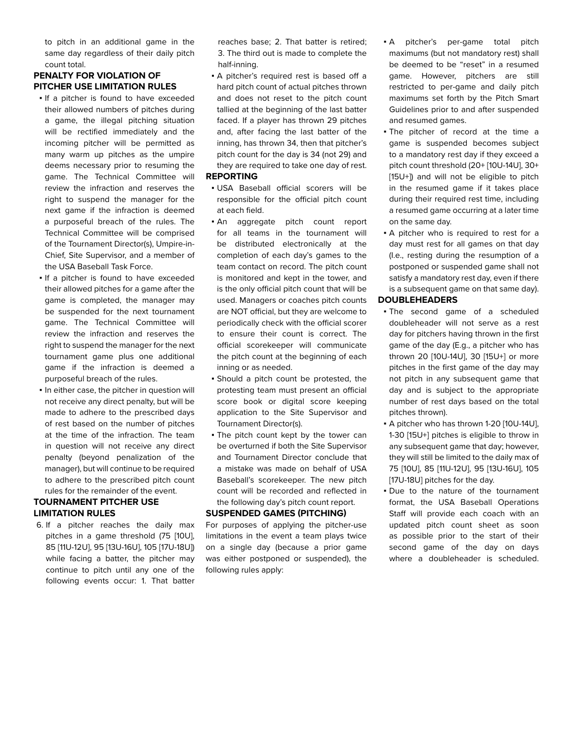to pitch in an additional game in the same day regardless of their daily pitch count total.

### PENALTY FOR VIOLATION OF PITCHER USE LIMITATION RULES

- If a pitcher is found to have exceeded their allowed numbers of pitches during a game, the illegal pitching situation will be rectified immediately and the incoming pitcher will be permitted as many warm up pitches as the umpire deems necessary prior to resuming the game. The Technical Committee will review the infraction and reserves the right to suspend the manager for the next game if the infraction is deemed a purposeful breach of the rules. The Technical Committee will be comprised of the Tournament Director(s), Umpire-in-Chief, Site Supervisor, and a member of the USA Baseball Task Force.
- If a pitcher is found to have exceeded their allowed pitches for a game after the game is completed, the manager may be suspended for the next tournament game. The Technical Committee will review the infraction and reserves the right to suspend the manager for the next tournament game plus one additional game if the infraction is deemed a purposeful breach of the rules.
- In either case, the pitcher in question will not receive any direct penalty, but will be made to adhere to the prescribed days of rest based on the number of pitches at the time of the infraction. The team in question will not receive any direct penalty (beyond penalization of the manager), but will continue to be required to adhere to the prescribed pitch count rules for the remainder of the event.

### TOURNAMENT PITCHER USE LIMITATION RULES

6. If a pitcher reaches the daily max pitches in a game threshold (75 [10U], 85 [11U-12U], 95 [13U-16U], 105 [17U-18U]) while facing a batter, the pitcher may continue to pitch until any one of the following events occur: 1. That batter reaches base; 2. That batter is retired; 3. The third out is made to complete the half-inning.

- A pitcher's required rest is based off a hard pitch count of actual pitches thrown and does not reset to the pitch count tallied at the beginning of the last batter faced. If a player has thrown 29 pitches and, after facing the last batter of the inning, has thrown 34, then that pitcher's pitch count for the day is 34 (not 29) and they are required to take one day of rest.

### REPORTING

- USA Baseball official scorers will be responsible for the official pitch count at each field.
- An aggregate pitch count report for all teams in the tournament will be distributed electronically at the completion of each day's games to the team contact on record. The pitch count is monitored and kept in the tower, and is the only official pitch count that will be used. Managers or coaches pitch counts are NOT official, but they are welcome to periodically check with the official scorer to ensure their count is correct. The official scorekeeper will communicate the pitch count at the beginning of each inning or as needed.
- Should a pitch count be protested, the protesting team must present an official score book or digital score keeping application to the Site Supervisor and Tournament Director(s).
- The pitch count kept by the tower can be overturned if both the Site Supervisor and Tournament Director conclude that a mistake was made on behalf of USA Baseball's scorekeeper. The new pitch count will be recorded and reflected in the following day's pitch count report.

### SUSPENDED GAMES (PITCHING)

For purposes of applying the pitcher-use limitations in the event a team plays twice on a single day (because a prior game was either postponed or suspended), the following rules apply:

- A pitcher's per-game total pitch maximums (but not mandatory rest) shall be deemed to be "reset" in a resumed game. However, pitchers are still restricted to per-game and daily pitch maximums set forth by the Pitch Smart Guidelines prior to and after suspended and resumed games.
- The pitcher of record at the time a game is suspended becomes subject to a mandatory rest day if they exceed a pitch count threshold (20+ [10U-14U], 30+ [15U+]) and will not be eligible to pitch in the resumed game if it takes place during their required rest time, including a resumed game occurring at a later time on the same day.
- A pitcher who is required to rest for a day must rest for all games on that day (I.e., resting during the resumption of a postponed or suspended game shall not satisfy a mandatory rest day, even if there is a subsequent game on that same day).

### DOUBLEHEADERS

- The second game of a scheduled doubleheader will not serve as a rest day for pitchers having thrown in the first game of the day (E.g., a pitcher who has thrown 20 [10U-14U], 30 [15U+] or more pitches in the first game of the day may not pitch in any subsequent game that day and is subject to the appropriate number of rest days based on the total pitches thrown).
- A pitcher who has thrown 1-20 [10U-14U], 1-30 [15U+] pitches is eligible to throw in any subsequent game that day; however, they will still be limited to the daily max of 75 [10U], 85 [11U-12U], 95 [13U-16U], 105 [17U-18U] pitches for the day.
- Due to the nature of the tournament format, the USA Baseball Operations Staff will provide each coach with an updated pitch count sheet as soon as possible prior to the start of their second game of the day on days where a doubleheader is scheduled.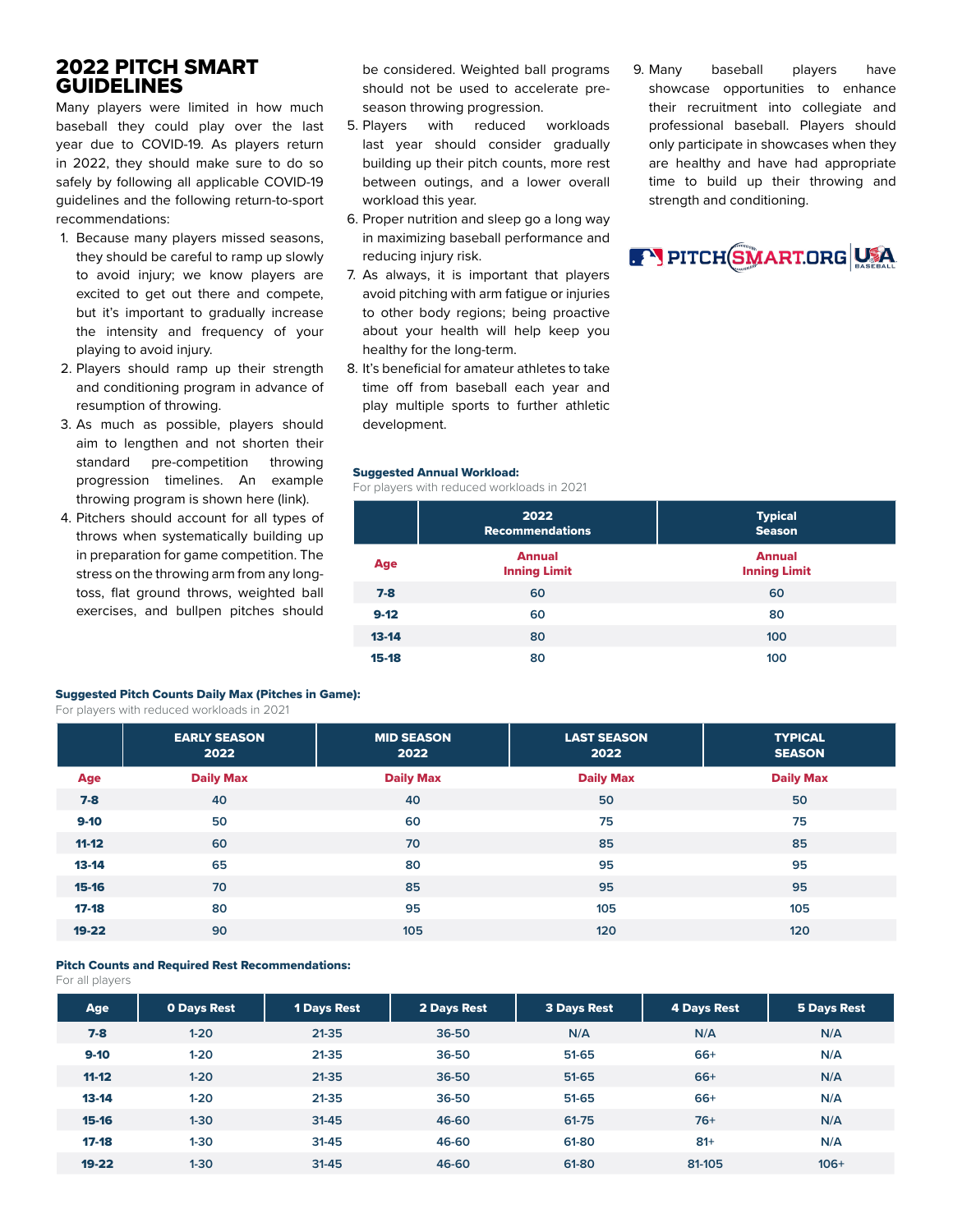# 2022 PITCH SMART GUIDELINES

Many players were limited in how much baseball they could play over the last year due to COVID-19. As players return in 2022, they should make sure to do so safely by following all applicable COVID-19 guidelines and the following return-to-sport recommendations:

1. Because many players missed seasons, they should be careful to ramp up slowly to avoid injury; we know players are excited to get out there and compete, but it's important to gradually increase the intensity and frequency of your playing to avoid injury.
2. Players should ramp up their strength and conditioning program in advance of resumption of throwing.
3. As much as possible, players should aim to lengthen and not shorten their standard pre-competition throwing progression timelines. An example throwing program is shown here (link).
4. Pitchers should account for all types of throws when systematically building up in preparation for game competition. The stress on the throwing arm from any long-toss, flat ground throws, weighted ball exercises, and bullpen pitches should be considered. Weighted ball programs should not be used to accelerate pre-season throwing progression.
5. Players with reduced workloads last year should consider gradually building up their pitch counts, more rest between outings, and a lower overall workload this year.
6. Proper nutrition and sleep go a long way in maximizing baseball performance and reducing injury risk.
7. As always, it is important that players avoid pitching with arm fatigue or injuries to other body regions; being proactive about your health will help keep you healthy for the long-term.
8. It's beneficial for amateur athletes to take time off from baseball each year and play multiple sports to further athletic development.
9. Many baseball players have showcase opportunities to enhance their recruitment into collegiate and professional baseball. Players should only participate in showcases when they are healthy and have had appropriate time to build up their throwing and strength and conditioning.

PITCHSMART.ORG | USA BASEBALL

**Suggested Annual Workload:**
For players with reduced workloads in 2021

| | 2022 Recommendations | Typical Season |
|---|---|---|
| **Age** | **Annual Inning Limit** | **Annual Inning Limit** |
| **7-8** | 60 | 60 |
| **9-12** | 60 | 80 |
| **13-14** | 80 | 100 |
| **15-18** | 80 | 100 |

**Suggested Pitch Counts Daily Max (Pitches in Game):**
For players with reduced workloads in 2021

| | EARLY SEASON 2022 | MID SEASON 2022 | LAST SEASON 2022 | TYPICAL SEASON |
|---|---|---|---|---|
| **Age** | **Daily Max** | **Daily Max** | **Daily Max** | **Daily Max** |
| **7-8** | 40 | 40 | 50 | 50 |
| **9-10** | 50 | 60 | 75 | 75 |
| **11-12** | 60 | 70 | 85 | 85 |
| **13-14** | 65 | 80 | 95 | 95 |
| **15-16** | 70 | 85 | 95 | 95 |
| **17-18** | 80 | 95 | 105 | 105 |
| **19-22** | 90 | 105 | 120 | 120 |

**Pitch Counts and Required Rest Recommendations:**
For all players

| Age | 0 Days Rest | 1 Days Rest | 2 Days Rest | 3 Days Rest | 4 Days Rest | 5 Days Rest |
|---|---|---|---|---|---|---|
| **7-8** | 1-20 | 21-35 | 36-50 | N/A | N/A | N/A |
| **9-10** | 1-20 | 21-35 | 36-50 | 51-65 | 66+ | N/A |
| **11-12** | 1-20 | 21-35 | 36-50 | 51-65 | 66+ | N/A |
| **13-14** | 1-20 | 21-35 | 36-50 | 51-65 | 66+ | N/A |
| **15-16** | 1-30 | 31-45 | 46-60 | 61-75 | 76+ | N/A |
| **17-18** | 1-30 | 31-45 | 46-60 | 61-80 | 81+ | N/A |
| **19-22** | 1-30 | 31-45 | 46-60 | 61-80 | 81-105 | 106+ |